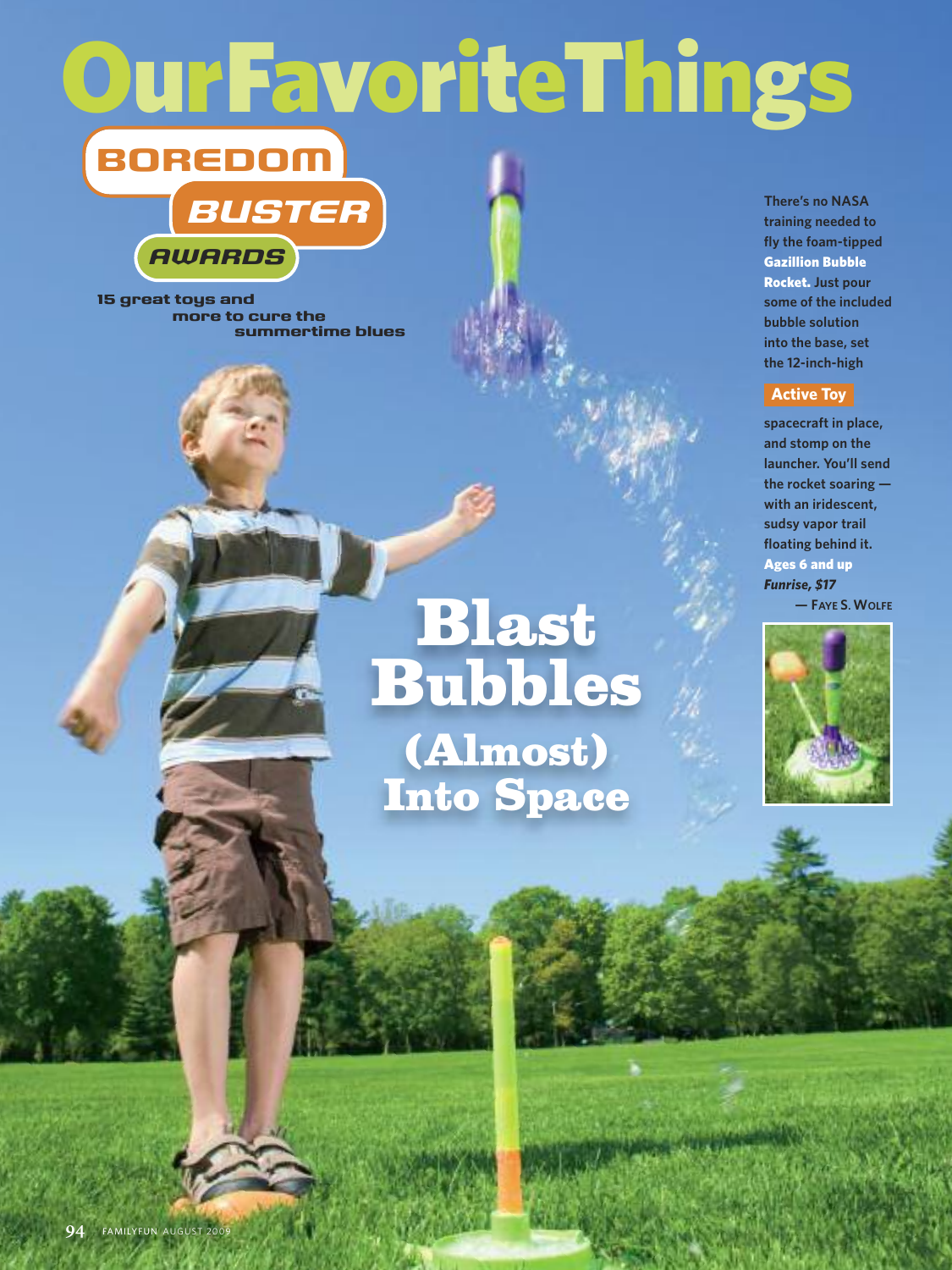# Our Favorite Things

## BOREDOM BUSTER AWARDS

**15 great toys and more to cure the summertime blues**

# Blast Bubbles (Almost) Into Space

There's no NASA training needed to fly the foam-tipped **Gazillion Bubble Rocket.** Just pour some of the included bubble solution into the base, set the 12-inch-high spacecraft in place, and stomp on the launcher. You'll send the rocket soaring — with an iridescent, sudsy vapor trail floating behind it.

**Active Toy**

**Ages 6 and up**
***Funrise, $17***

— Faye S. Wolfe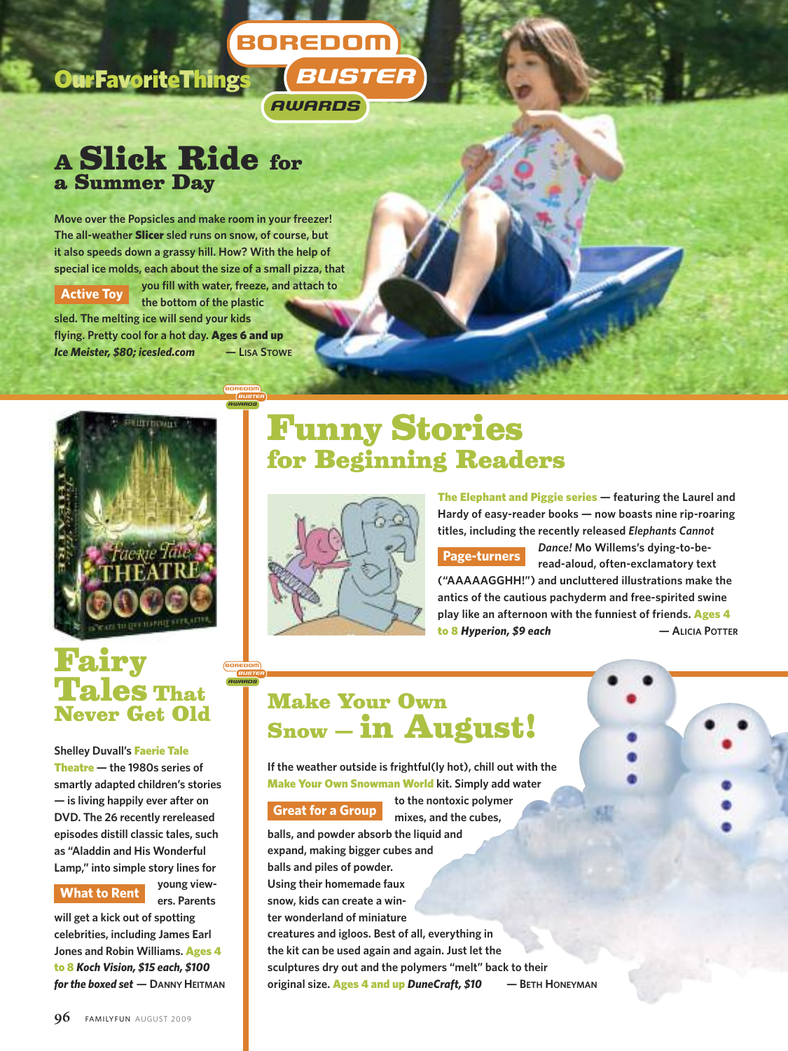OurFavoriteThings

BOREDOM BUSTER AWARDS

# A Slick Ride for a Summer Day

Move over the Popsicles and make room in your freezer! The all-weather **Slicer** sled runs on snow, of course, but it also speeds down a grassy hill. How? With the help of special ice molds, each about the size of a small pizza, that you fill with water, freeze, and attach to the bottom of the plastic sled. The melting ice will send your kids flying. Pretty cool for a hot day. **Ages 6 and up** ***Ice Meister, $80; icesled.com*** — LISA STOWE

**Active Toy**

# Funny Stories for Beginning Readers

**The Elephant and Piggie series** — featuring the Laurel and Hardy of easy-reader books — now boasts nine rip-roaring titles, including the recently released *Elephants Cannot Dance!* Mo Willems's dying-to-be-read-aloud, often-exclamatory text ("AAAAAGGHH!") and uncluttered illustrations make the antics of the cautious pachyderm and free-spirited swine play like an afternoon with the funniest of friends. **Ages 4 to 8** ***Hyperion, $9 each*** — ALICIA POTTER

**Page-turners**

# Fairy Tales That Never Get Old

Shelley Duvall's **Faerie Tale Theatre** — the 1980s series of smartly adapted children's stories — is living happily ever after on DVD. The 26 recently rereleased episodes distill classic tales, such as "Aladdin and His Wonderful Lamp," into simple story lines for young viewers. Parents will get a kick out of spotting celebrities, including James Earl Jones and Robin Williams. **Ages 4 to 8** ***Koch Vision, $15 each, $100 for the boxed set*** — DANNY HEITMAN

**What to Rent**

# Make Your Own Snow — in August!

If the weather outside is frightful(ly hot), chill out with the **Make Your Own Snowman World** kit. Simply add water to the nontoxic polymer mixes, and the cubes, balls, and powder absorb the liquid and expand, making bigger cubes and balls and piles of powder. Using their homemade faux snow, kids can create a winter wonderland of miniature creatures and igloos. Best of all, everything in the kit can be used again and again. Just let the sculptures dry out and the polymers "melt" back to their original size. **Ages 4 and up** ***DuneCraft, $10*** — BETH HONEYMAN

**Great for a Group**